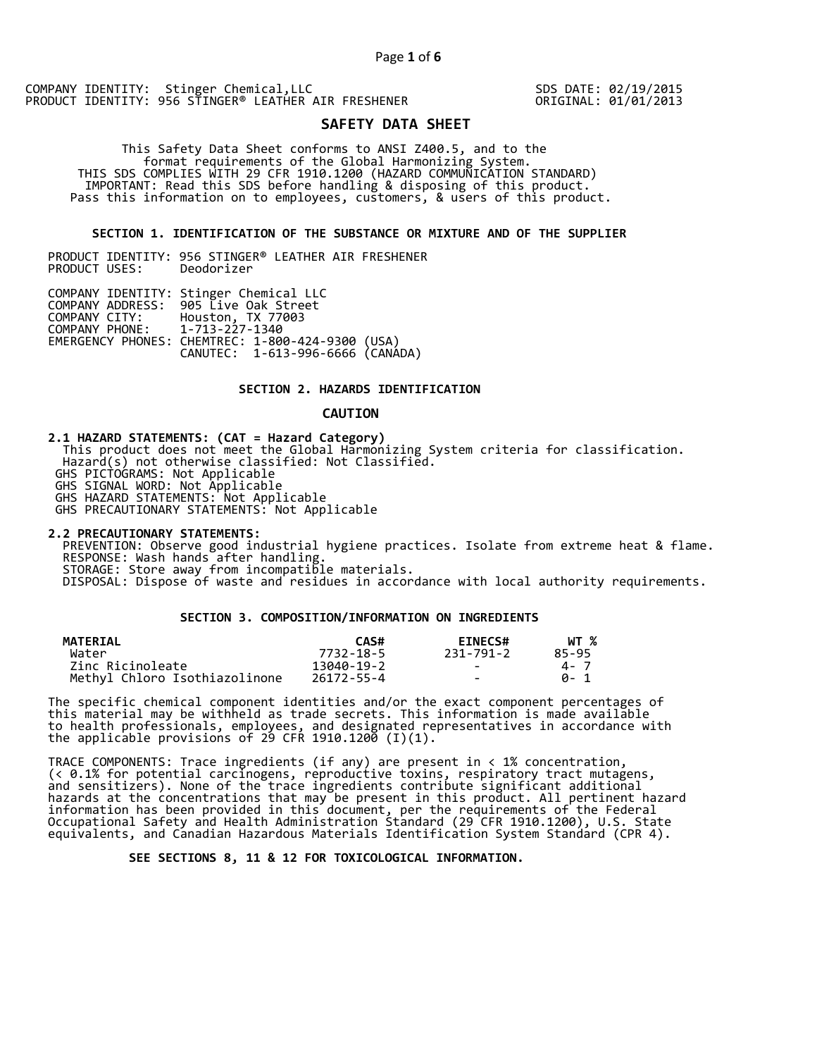COMPANY IDENTITY: Stinger Chemical,LLC
PRODUCT IDENTITY: 956 STINGER® LEATHER AIR FRESHENER

SDS DATE: 02/19/2015
ORIGINAL: 01/01/2013

# SAFETY DATA SHEET

This Safety Data Sheet conforms to ANSI Z400.5, and to the format requirements of the Global Harmonizing System.
THIS SDS COMPLIES WITH 29 CFR 1910.1200 (HAZARD COMMUNICATION STANDARD)
IMPORTANT: Read this SDS before handling & disposing of this product.
Pass this information on to employees, customers, & users of this product.

## SECTION 1. IDENTIFICATION OF THE SUBSTANCE OR MIXTURE AND OF THE SUPPLIER

PRODUCT IDENTITY: 956 STINGER® LEATHER AIR FRESHENER
PRODUCT USES: Deodorizer

COMPANY IDENTITY: Stinger Chemical LLC
COMPANY ADDRESS: 905 Live Oak Street
COMPANY CITY: Houston, TX 77003
COMPANY PHONE: 1-713-227-1340
EMERGENCY PHONES: CHEMTREC: 1-800-424-9300 (USA)
CANUTEC: 1-613-996-6666 (CANADA)

## SECTION 2. HAZARDS IDENTIFICATION

### CAUTION

**2.1 HAZARD STATEMENTS: (CAT = Hazard Category)**
This product does not meet the Global Harmonizing System criteria for classification.
Hazard(s) not otherwise classified: Not Classified.
GHS PICTOGRAMS: Not Applicable
GHS SIGNAL WORD: Not Applicable
GHS HAZARD STATEMENTS: Not Applicable
GHS PRECAUTIONARY STATEMENTS: Not Applicable

**2.2 PRECAUTIONARY STATEMENTS:**
PREVENTION: Observe good industrial hygiene practices. Isolate from extreme heat & flame.
RESPONSE: Wash hands after handling.
STORAGE: Store away from incompatible materials.
DISPOSAL: Dispose of waste and residues in accordance with local authority requirements.

## SECTION 3. COMPOSITION/INFORMATION ON INGREDIENTS

| MATERIAL | CAS# | EINECS# | WT % |
|---|---|---|---|
| Water | 7732-18-5 | 231-791-2 | 85-95 |
| Zinc Ricinoleate | 13040-19-2 | - | 4- 7 |
| Methyl Chloro Isothiazolinone | 26172-55-4 | - | 0- 1 |

The specific chemical component identities and/or the exact component percentages of this material may be withheld as trade secrets. This information is made available to health professionals, employees, and designated representatives in accordance with the applicable provisions of 29 CFR 1910.1200 (I)(1).

TRACE COMPONENTS: Trace ingredients (if any) are present in < 1% concentration, (< 0.1% for potential carcinogens, reproductive toxins, respiratory tract mutagens, and sensitizers). None of the trace ingredients contribute significant additional hazards at the concentrations that may be present in this product. All pertinent hazard information has been provided in this document, per the requirements of the Federal Occupational Safety and Health Administration Standard (29 CFR 1910.1200), U.S. State equivalents, and Canadian Hazardous Materials Identification System Standard (CPR 4).

**SEE SECTIONS 8, 11 & 12 FOR TOXICOLOGICAL INFORMATION.**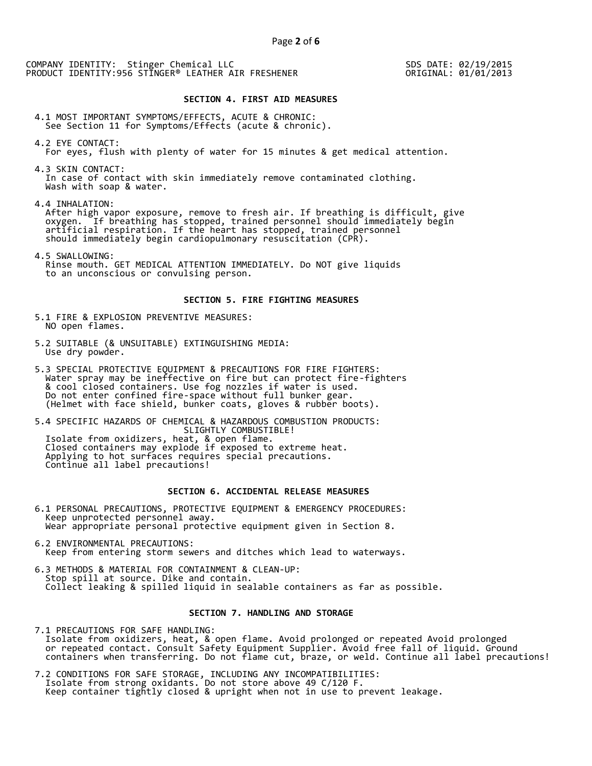COMPANY IDENTITY: Stinger Chemical LLC
PRODUCT IDENTITY:956 STINGER® LEATHER AIR FRESHENER

SDS DATE: 02/19/2015
ORIGINAL: 01/01/2013

## SECTION 4. FIRST AID MEASURES

4.1 MOST IMPORTANT SYMPTOMS/EFFECTS, ACUTE & CHRONIC:
See Section 11 for Symptoms/Effects (acute & chronic).

4.2 EYE CONTACT:
For eyes, flush with plenty of water for 15 minutes & get medical attention.

4.3 SKIN CONTACT:
In case of contact with skin immediately remove contaminated clothing.
Wash with soap & water.

4.4 INHALATION:
After high vapor exposure, remove to fresh air. If breathing is difficult, give oxygen. If breathing has stopped, trained personnel should immediately begin artificial respiration. If the heart has stopped, trained personnel should immediately begin cardiopulmonary resuscitation (CPR).

4.5 SWALLOWING:
Rinse mouth. GET MEDICAL ATTENTION IMMEDIATELY. Do NOT give liquids to an unconscious or convulsing person.

## SECTION 5. FIRE FIGHTING MEASURES

5.1 FIRE & EXPLOSION PREVENTIVE MEASURES:
NO open flames.

5.2 SUITABLE (& UNSUITABLE) EXTINGUISHING MEDIA:
Use dry powder.

5.3 SPECIAL PROTECTIVE EQUIPMENT & PRECAUTIONS FOR FIRE FIGHTERS:
Water spray may be ineffective on fire but can protect fire-fighters & cool closed containers. Use fog nozzles if water is used.
Do not enter confined fire-space without full bunker gear.
(Helmet with face shield, bunker coats, gloves & rubber boots).

5.4 SPECIFIC HAZARDS OF CHEMICAL & HAZARDOUS COMBUSTION PRODUCTS:
SLIGHTLY COMBUSTIBLE!
Isolate from oxidizers, heat, & open flame.
Closed containers may explode if exposed to extreme heat.
Applying to hot surfaces requires special precautions.
Continue all label precautions!

## SECTION 6. ACCIDENTAL RELEASE MEASURES

6.1 PERSONAL PRECAUTIONS, PROTECTIVE EQUIPMENT & EMERGENCY PROCEDURES:
Keep unprotected personnel away.
Wear appropriate personal protective equipment given in Section 8.

6.2 ENVIRONMENTAL PRECAUTIONS:
Keep from entering storm sewers and ditches which lead to waterways.

6.3 METHODS & MATERIAL FOR CONTAINMENT & CLEAN-UP:
Stop spill at source. Dike and contain.
Collect leaking & spilled liquid in sealable containers as far as possible.

## SECTION 7. HANDLING AND STORAGE

7.1 PRECAUTIONS FOR SAFE HANDLING:
Isolate from oxidizers, heat, & open flame. Avoid prolonged or repeated Avoid prolonged or repeated contact. Consult Safety Equipment Supplier. Avoid free fall of liquid. Ground containers when transferring. Do not flame cut, braze, or weld. Continue all label precautions!

7.2 CONDITIONS FOR SAFE STORAGE, INCLUDING ANY INCOMPATIBILITIES:
Isolate from strong oxidants. Do not store above 49 C/120 F.
Keep container tightly closed & upright when not in use to prevent leakage.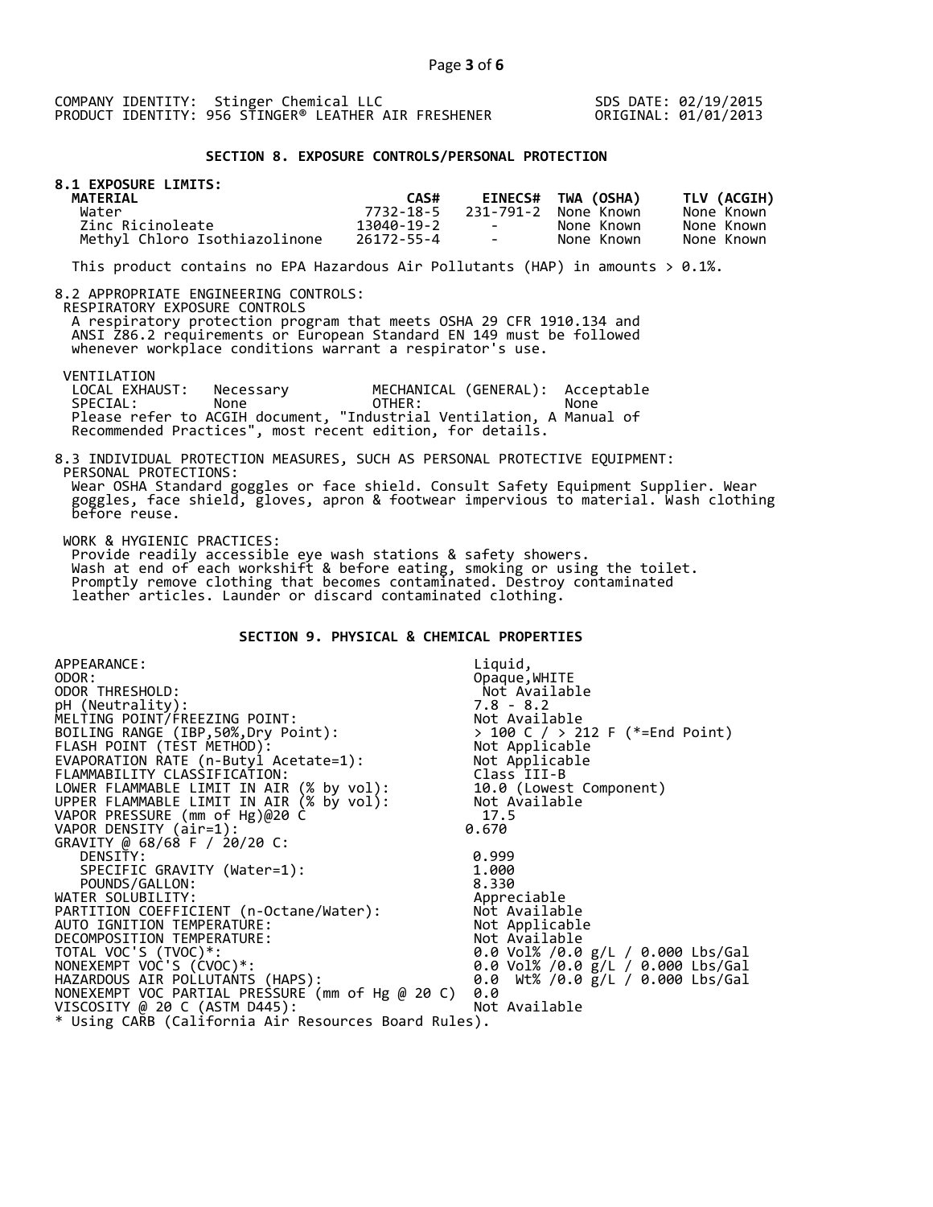COMPANY IDENTITY: Stinger Chemical LLC
PRODUCT IDENTITY: 956 STINGER® LEATHER AIR FRESHENER

SDS DATE: 02/19/2015
ORIGINAL: 01/01/2013

## SECTION 8. EXPOSURE CONTROLS/PERSONAL PROTECTION

**8.1 EXPOSURE LIMITS:**

| MATERIAL | CAS# | EINECS# | TWA (OSHA) | TLV (ACGIH) |
|---|---|---|---|---|
| Water | 7732-18-5 | 231-791-2 | None Known | None Known |
| Zinc Ricinoleate | 13040-19-2 | - | None Known | None Known |
| Methyl Chloro Isothiazolinone | 26172-55-4 | - | None Known | None Known |

This product contains no EPA Hazardous Air Pollutants (HAP) in amounts > 0.1%.

8.2 APPROPRIATE ENGINEERING CONTROLS:

RESPIRATORY EXPOSURE CONTROLS

A respiratory protection program that meets OSHA 29 CFR 1910.134 and ANSI Z86.2 requirements or European Standard EN 149 must be followed whenever workplace conditions warrant a respirator's use.

VENTILATION

LOCAL EXHAUST: Necessary MECHANICAL (GENERAL): Acceptable
SPECIAL: None OTHER: None

Please refer to ACGIH document, "Industrial Ventilation, A Manual of Recommended Practices", most recent edition, for details.

8.3 INDIVIDUAL PROTECTION MEASURES, SUCH AS PERSONAL PROTECTIVE EQUIPMENT:

PERSONAL PROTECTIONS:

Wear OSHA Standard goggles or face shield. Consult Safety Equipment Supplier. Wear goggles, face shield, gloves, apron & footwear impervious to material. Wash clothing before reuse.

WORK & HYGIENIC PRACTICES:

Provide readily accessible eye wash stations & safety showers.
Wash at end of each workshift & before eating, smoking or using the toilet.
Promptly remove clothing that becomes contaminated. Destroy contaminated leather articles. Launder or discard contaminated clothing.

## SECTION 9. PHYSICAL & CHEMICAL PROPERTIES

| | |
|---|---|
| APPEARANCE: | Liquid, |
| ODOR: | Opaque,WHITE |
| ODOR THRESHOLD: | Not Available |
| pH (Neutrality): | 7.8 - 8.2 |
| MELTING POINT/FREEZING POINT: | Not Available |
| BOILING RANGE (IBP,50%,Dry Point): | > 100 C / > 212 F (*=End Point) |
| FLASH POINT (TEST METHOD): | Not Applicable |
| EVAPORATION RATE (n-Butyl Acetate=1): | Not Applicable |
| FLAMMABILITY CLASSIFICATION: | Class III-B |
| LOWER FLAMMABLE LIMIT IN AIR (% by vol): | 10.0 (Lowest Component) |
| UPPER FLAMMABLE LIMIT IN AIR (% by vol): | Not Available |
| VAPOR PRESSURE (mm of Hg)@20 C | 17.5 |
| VAPOR DENSITY (air=1): | 0.670 |
| GRAVITY @ 68/68 F / 20/20 C: | |
| DENSITY: | 0.999 |
| SPECIFIC GRAVITY (Water=1): | 1.000 |
| POUNDS/GALLON: | 8.330 |
| WATER SOLUBILITY: | Appreciable |
| PARTITION COEFFICIENT (n-Octane/Water): | Not Available |
| AUTO IGNITION TEMPERATURE: | Not Applicable |
| DECOMPOSITION TEMPERATURE: | Not Available |
| TOTAL VOC'S (TVOC)*: | 0.0 Vol% /0.0 g/L / 0.000 Lbs/Gal |
| NONEXEMPT VOC'S (CVOC)*: | 0.0 Vol% /0.0 g/L / 0.000 Lbs/Gal |
| HAZARDOUS AIR POLLUTANTS (HAPS): | 0.0 Wt% /0.0 g/L / 0.000 Lbs/Gal |
| NONEXEMPT VOC PARTIAL PRESSURE (mm of Hg @ 20 C) | 0.0 |
| VISCOSITY @ 20 C (ASTM D445): | Not Available |

* Using CARB (California Air Resources Board Rules).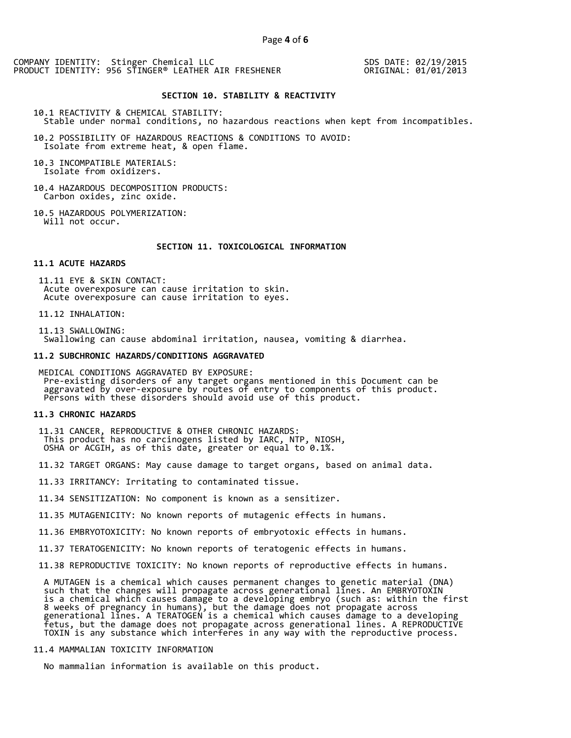COMPANY IDENTITY: Stinger Chemical LLC
PRODUCT IDENTITY: 956 STINGER® LEATHER AIR FRESHENER

SDS DATE: 02/19/2015
ORIGINAL: 01/01/2013

## SECTION 10. STABILITY & REACTIVITY

10.1 REACTIVITY & CHEMICAL STABILITY:
Stable under normal conditions, no hazardous reactions when kept from incompatibles.

10.2 POSSIBILITY OF HAZARDOUS REACTIONS & CONDITIONS TO AVOID:
Isolate from extreme heat, & open flame.

10.3 INCOMPATIBLE MATERIALS:
Isolate from oxidizers.

10.4 HAZARDOUS DECOMPOSITION PRODUCTS:
Carbon oxides, zinc oxide.

10.5 HAZARDOUS POLYMERIZATION:
Will not occur.

## SECTION 11. TOXICOLOGICAL INFORMATION

### 11.1 ACUTE HAZARDS

11.11 EYE & SKIN CONTACT:
Acute overexposure can cause irritation to skin.
Acute overexposure can cause irritation to eyes.

11.12 INHALATION:

11.13 SWALLOWING:
Swallowing can cause abdominal irritation, nausea, vomiting & diarrhea.

### 11.2 SUBCHRONIC HAZARDS/CONDITIONS AGGRAVATED

MEDICAL CONDITIONS AGGRAVATED BY EXPOSURE:
Pre-existing disorders of any target organs mentioned in this Document can be aggravated by over-exposure by routes of entry to components of this product. Persons with these disorders should avoid use of this product.

### 11.3 CHRONIC HAZARDS

11.31 CANCER, REPRODUCTIVE & OTHER CHRONIC HAZARDS:
This product has no carcinogens listed by IARC, NTP, NIOSH, OSHA or ACGIH, as of this date, greater or equal to 0.1%.

11.32 TARGET ORGANS: May cause damage to target organs, based on animal data.

11.33 IRRITANCY: Irritating to contaminated tissue.

11.34 SENSITIZATION: No component is known as a sensitizer.

11.35 MUTAGENICITY: No known reports of mutagenic effects in humans.

11.36 EMBRYOTOXICITY: No known reports of embryotoxic effects in humans.

11.37 TERATOGENICITY: No known reports of teratogenic effects in humans.

11.38 REPRODUCTIVE TOXICITY: No known reports of reproductive effects in humans.

A MUTAGEN is a chemical which causes permanent changes to genetic material (DNA) such that the changes will propagate across generational lines. An EMBRYOTOXIN is a chemical which causes damage to a developing embryo (such as: within the first 8 weeks of pregnancy in humans), but the damage does not propagate across generational lines. A TERATOGEN is a chemical which causes damage to a developing fetus, but the damage does not propagate across generational lines. A REPRODUCTIVE TOXIN is any substance which interferes in any way with the reproductive process.

11.4 MAMMALIAN TOXICITY INFORMATION

No mammalian information is available on this product.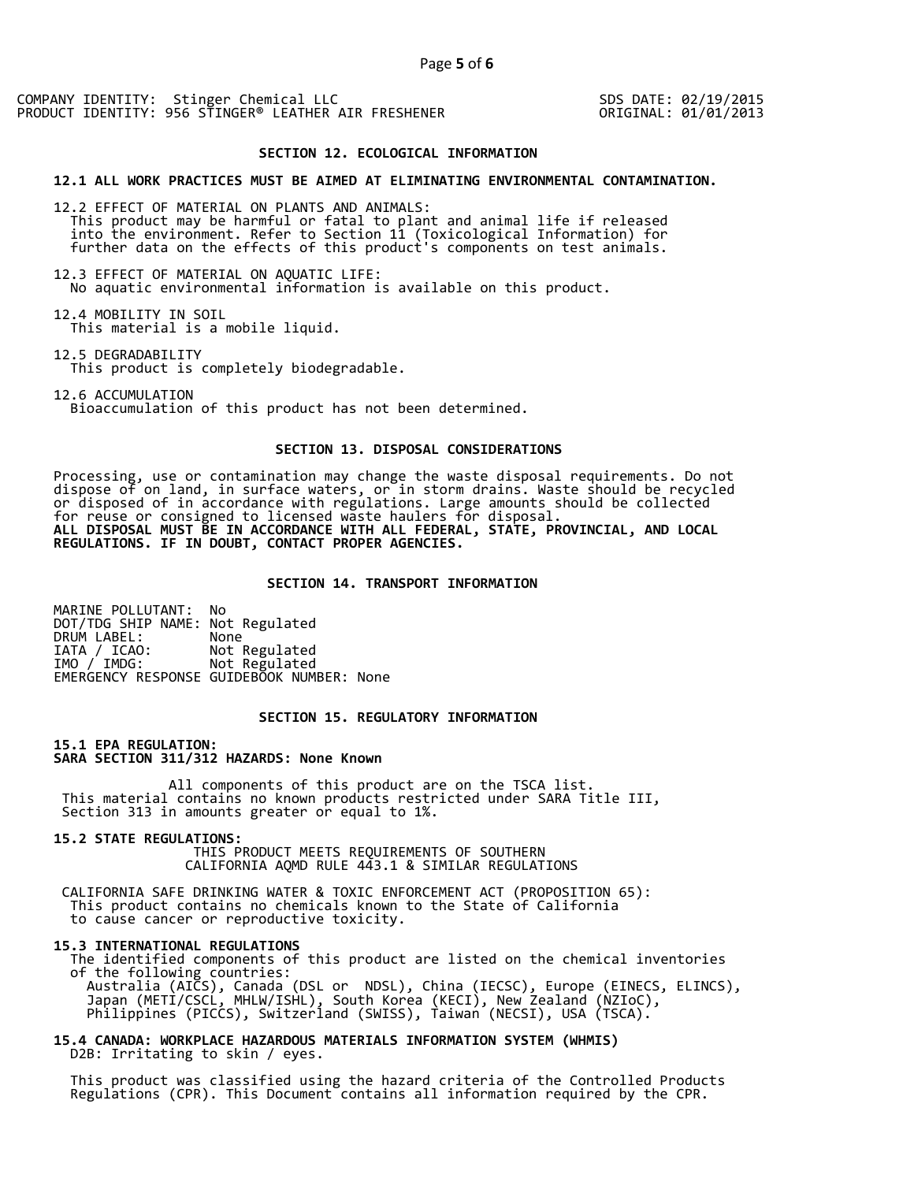COMPANY IDENTITY: Stinger Chemical LLC
PRODUCT IDENTITY: 956 STINGER® LEATHER AIR FRESHENER

SDS DATE: 02/19/2015
ORIGINAL: 01/01/2013

## SECTION 12. ECOLOGICAL INFORMATION

**12.1 ALL WORK PRACTICES MUST BE AIMED AT ELIMINATING ENVIRONMENTAL CONTAMINATION.**

12.2 EFFECT OF MATERIAL ON PLANTS AND ANIMALS:
This product may be harmful or fatal to plant and animal life if released into the environment. Refer to Section 11 (Toxicological Information) for further data on the effects of this product's components on test animals.

12.3 EFFECT OF MATERIAL ON AQUATIC LIFE:
No aquatic environmental information is available on this product.

12.4 MOBILITY IN SOIL
This material is a mobile liquid.

12.5 DEGRADABILITY
This product is completely biodegradable.

12.6 ACCUMULATION
Bioaccumulation of this product has not been determined.

## SECTION 13. DISPOSAL CONSIDERATIONS

Processing, use or contamination may change the waste disposal requirements. Do not dispose of on land, in surface waters, or in storm drains. Waste should be recycled or disposed of in accordance with regulations. Large amounts should be collected for reuse or consigned to licensed waste haulers for disposal.
**ALL DISPOSAL MUST BE IN ACCORDANCE WITH ALL FEDERAL, STATE, PROVINCIAL, AND LOCAL REGULATIONS. IF IN DOUBT, CONTACT PROPER AGENCIES.**

## SECTION 14. TRANSPORT INFORMATION

MARINE POLLUTANT: No
DOT/TDG SHIP NAME: Not Regulated
DRUM LABEL: None
IATA / ICAO: Not Regulated
IMO / IMDG: Not Regulated
EMERGENCY RESPONSE GUIDEBOOK NUMBER: None

## SECTION 15. REGULATORY INFORMATION

**15.1 EPA REGULATION:**
**SARA SECTION 311/312 HAZARDS: None Known**

All components of this product are on the TSCA list.
This material contains no known products restricted under SARA Title III, Section 313 in amounts greater or equal to 1%.

**15.2 STATE REGULATIONS:**
THIS PRODUCT MEETS REQUIREMENTS OF SOUTHERN CALIFORNIA AQMD RULE 443.1 & SIMILAR REGULATIONS

CALIFORNIA SAFE DRINKING WATER & TOXIC ENFORCEMENT ACT (PROPOSITION 65):
This product contains no chemicals known to the State of California to cause cancer or reproductive toxicity.

**15.3 INTERNATIONAL REGULATIONS**
The identified components of this product are listed on the chemical inventories of the following countries:
Australia (AICS), Canada (DSL or NDSL), China (IECSC), Europe (EINECS, ELINCS), Japan (METI/CSCL, MHLW/ISHL), South Korea (KECI), New Zealand (NZIoC), Philippines (PICCS), Switzerland (SWISS), Taiwan (NECSI), USA (TSCA).

**15.4 CANADA: WORKPLACE HAZARDOUS MATERIALS INFORMATION SYSTEM (WHMIS)**
D2B: Irritating to skin / eyes.

This product was classified using the hazard criteria of the Controlled Products Regulations (CPR). This Document contains all information required by the CPR.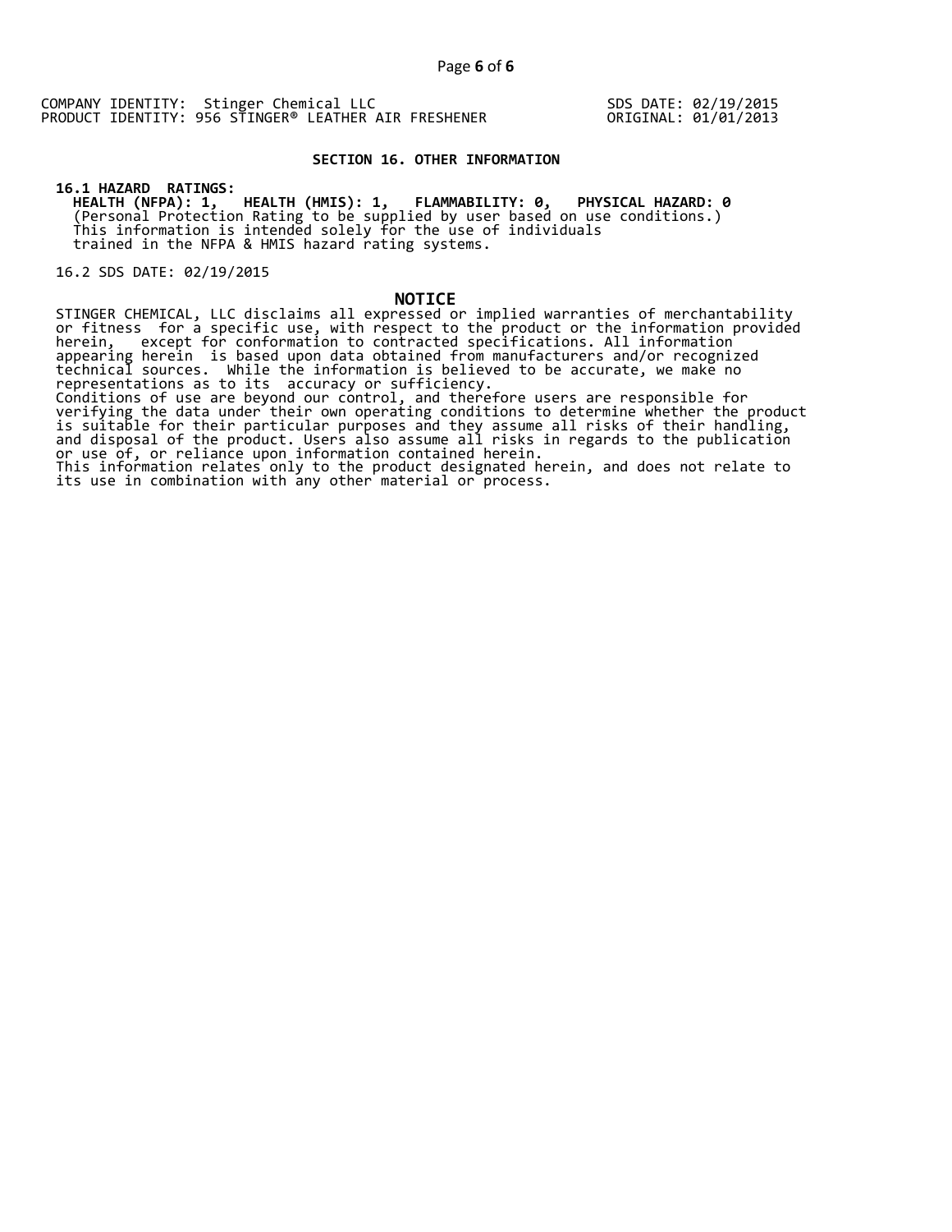## SECTION 16. OTHER INFORMATION

**16.1 HAZARD RATINGS:**

**HEALTH (NFPA): 1, HEALTH (HMIS): 1, FLAMMABILITY: 0, PHYSICAL HAZARD: 0**

(Personal Protection Rating to be supplied by user based on use conditions.)
This information is intended solely for the use of individuals trained in the NFPA & HMIS hazard rating systems.

16.2 SDS DATE: 02/19/2015

**NOTICE**

STINGER CHEMICAL, LLC disclaims all expressed or implied warranties of merchantability or fitness for a specific use, with respect to the product or the information provided herein, except for conformation to contracted specifications. All information appearing herein is based upon data obtained from manufacturers and/or recognized technical sources. While the information is believed to be accurate, we make no representations as to its accuracy or sufficiency.
Conditions of use are beyond our control, and therefore users are responsible for verifying the data under their own operating conditions to determine whether the product is suitable for their particular purposes and they assume all risks of their handling, and disposal of the product. Users also assume all risks in regards to the publication or use of, or reliance upon information contained herein.
This information relates only to the product designated herein, and does not relate to its use in combination with any other material or process.